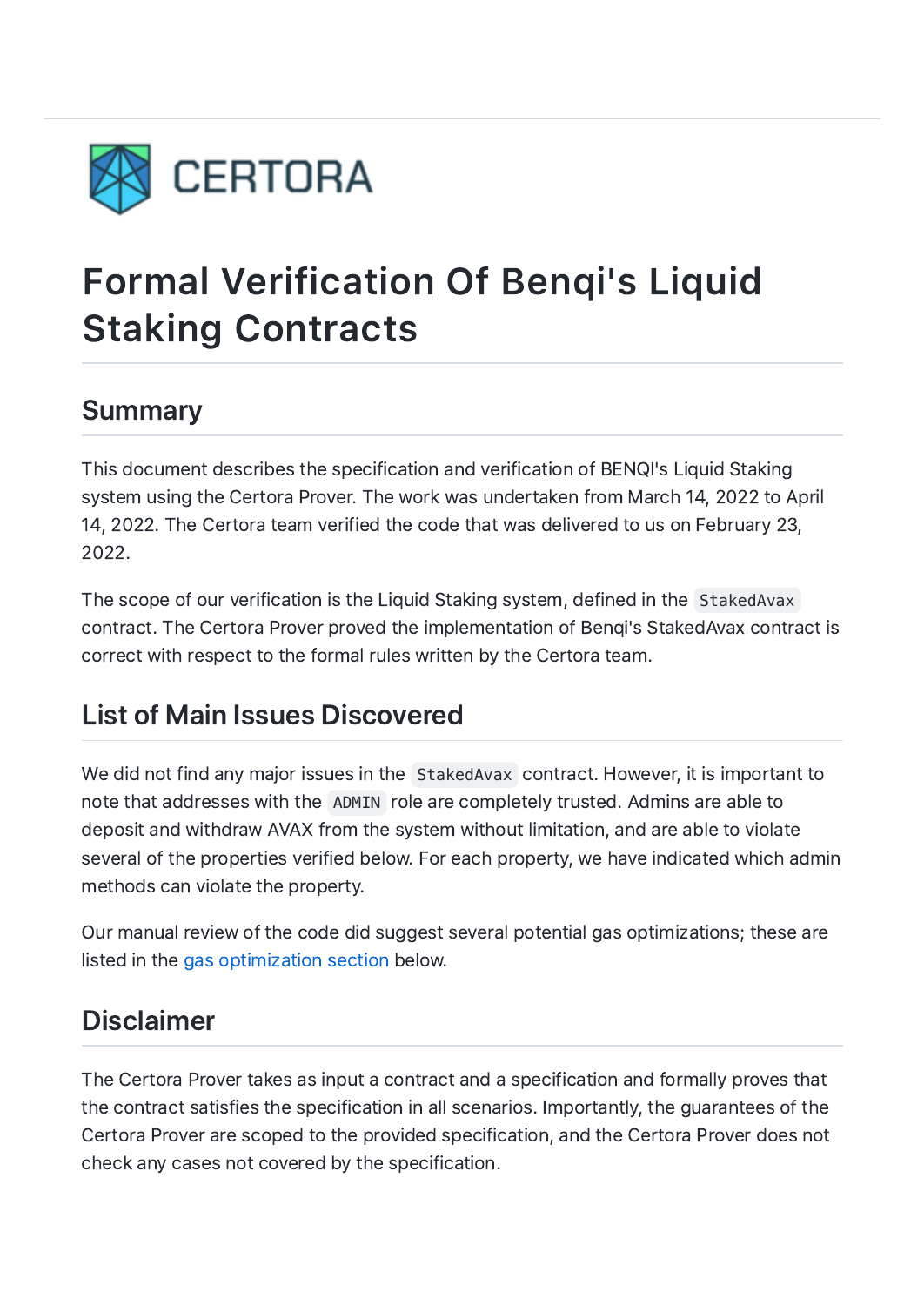CERTORA

# Formal Verification Of Benqi's Liquid Staking Contracts

## Summary

This document describes the specification and verification of BENQI's Liquid Staking system using the Certora Prover. The work was undertaken from March 14, 2022 to April 14, 2022. The Certora team verified the code that was delivered to us on February 23, 2022.

The scope of our verification is the Liquid Staking system, defined in the `StakedAvax` contract. The Certora Prover proved the implementation of Benqi's StakedAvax contract is correct with respect to the formal rules written by the Certora team.

## List of Main Issues Discovered

We did not find any major issues in the `StakedAvax` contract. However, it is important to note that addresses with the `ADMIN` role are completely trusted. Admins are able to deposit and withdraw AVAX from the system without limitation, and are able to violate several of the properties verified below. For each property, we have indicated which admin methods can violate the property.

Our manual review of the code did suggest several potential gas optimizations; these are listed in the gas optimization section below.

## Disclaimer

The Certora Prover takes as input a contract and a specification and formally proves that the contract satisfies the specification in all scenarios. Importantly, the guarantees of the Certora Prover are scoped to the provided specification, and the Certora Prover does not check any cases not covered by the specification.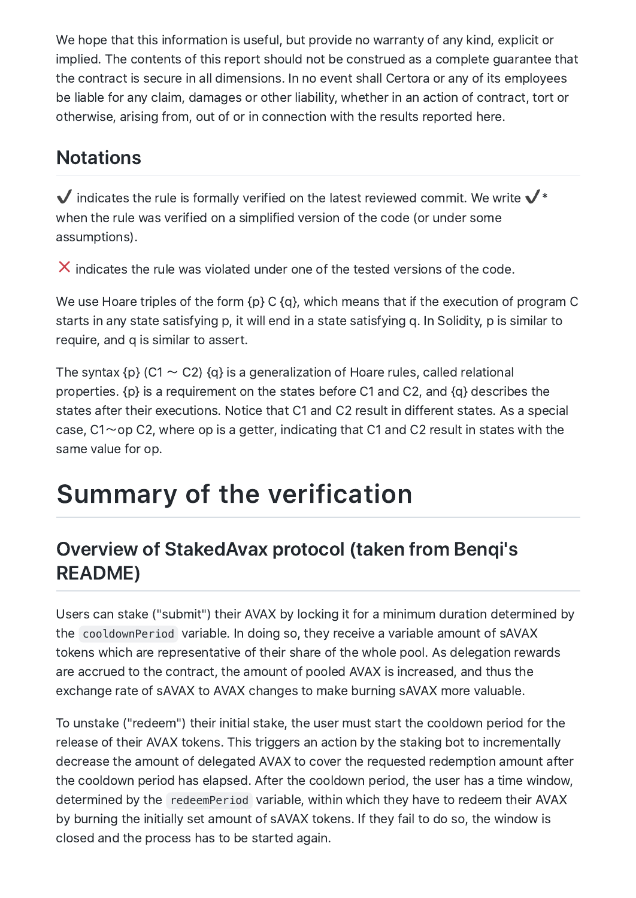We hope that this information is useful, but provide no warranty of any kind, explicit or implied. The contents of this report should not be construed as a complete guarantee that the contract is secure in all dimensions. In no event shall Certora or any of its employees be liable for any claim, damages or other liability, whether in an action of contract, tort or otherwise, arising from, out of or in connection with the results reported here.

## Notations

✔️ indicates the rule is formally verified on the latest reviewed commit. We write ✔️* when the rule was verified on a simplified version of the code (or under some assumptions).

❌ indicates the rule was violated under one of the tested versions of the code.

We use Hoare triples of the form {p} C {q}, which means that if the execution of program C starts in any state satisfying p, it will end in a state satisfying q. In Solidity, p is similar to require, and q is similar to assert.

The syntax {p} (C1 ~ C2) {q} is a generalization of Hoare rules, called relational properties. {p} is a requirement on the states before C1 and C2, and {q} describes the states after their executions. Notice that C1 and C2 result in different states. As a special case, C1~op C2, where op is a getter, indicating that C1 and C2 result in states with the same value for op.

# Summary of the verification

## Overview of StakedAvax protocol (taken from Benqi's README)

Users can stake ("submit") their AVAX by locking it for a minimum duration determined by the `cooldownPeriod` variable. In doing so, they receive a variable amount of sAVAX tokens which are representative of their share of the whole pool. As delegation rewards are accrued to the contract, the amount of pooled AVAX is increased, and thus the exchange rate of sAVAX to AVAX changes to make burning sAVAX more valuable.

To unstake ("redeem") their initial stake, the user must start the cooldown period for the release of their AVAX tokens. This triggers an action by the staking bot to incrementally decrease the amount of delegated AVAX to cover the requested redemption amount after the cooldown period has elapsed. After the cooldown period, the user has a time window, determined by the `redeemPeriod` variable, within which they have to redeem their AVAX by burning the initially set amount of sAVAX tokens. If they fail to do so, the window is closed and the process has to be started again.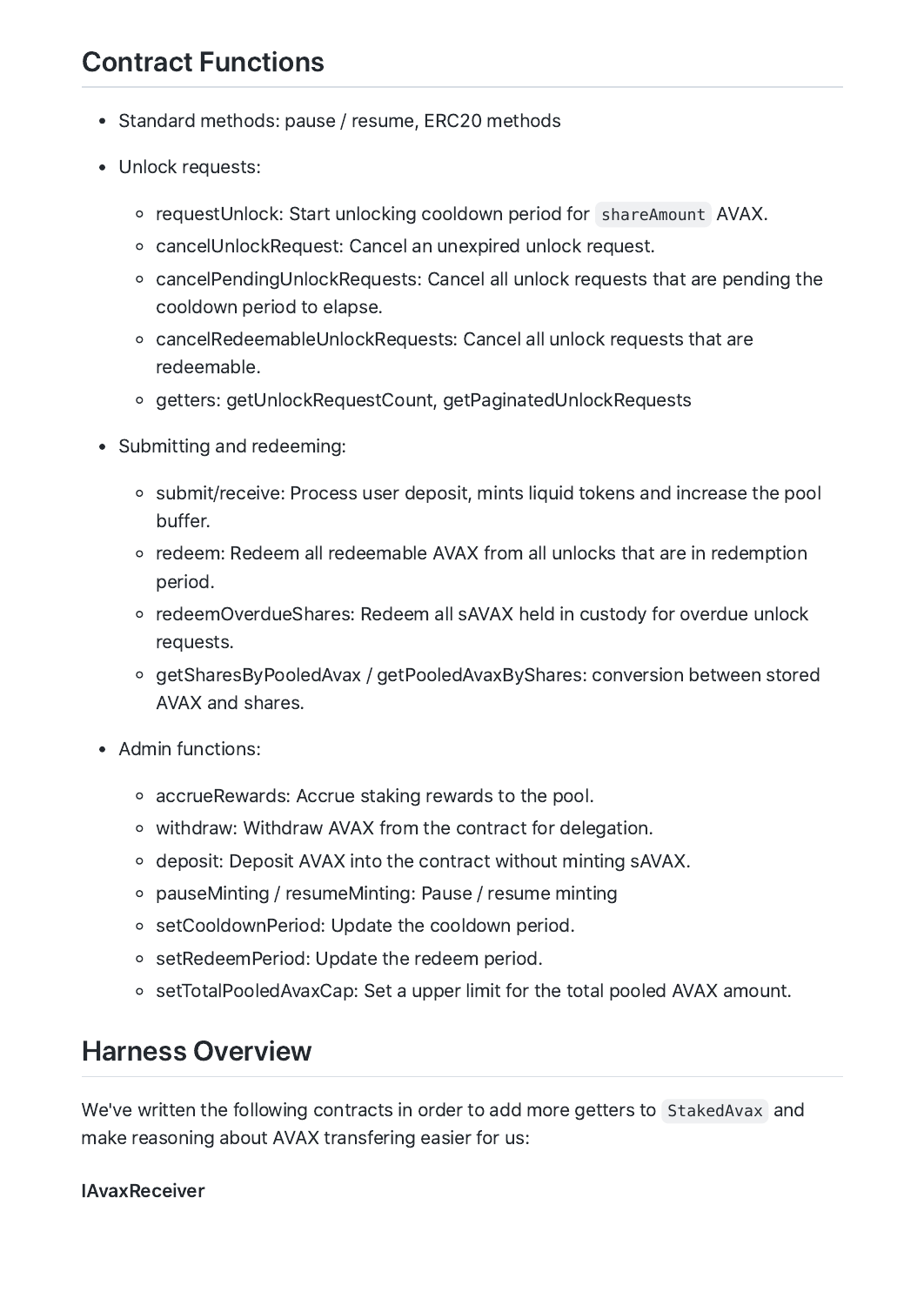## Contract Functions

- Standard methods: pause / resume, ERC20 methods
- Unlock requests:
  - requestUnlock: Start unlocking cooldown period for `shareAmount` AVAX.
  - cancelUnlockRequest: Cancel an unexpired unlock request.
  - cancelPendingUnlockRequests: Cancel all unlock requests that are pending the cooldown period to elapse.
  - cancelRedeemableUnlockRequests: Cancel all unlock requests that are redeemable.
  - getters: getUnlockRequestCount, getPaginatedUnlockRequests
- Submitting and redeeming:
  - submit/receive: Process user deposit, mints liquid tokens and increase the pool buffer.
  - redeem: Redeem all redeemable AVAX from all unlocks that are in redemption period.
  - redeemOverdueShares: Redeem all sAVAX held in custody for overdue unlock requests.
  - getSharesByPooledAvax / getPooledAvaxByShares: conversion between stored AVAX and shares.
- Admin functions:
  - accrueRewards: Accrue staking rewards to the pool.
  - withdraw: Withdraw AVAX from the contract for delegation.
  - deposit: Deposit AVAX into the contract without minting sAVAX.
  - pauseMinting / resumeMinting: Pause / resume minting
  - setCooldownPeriod: Update the cooldown period.
  - setRedeemPeriod: Update the redeem period.
  - setTotalPooledAvaxCap: Set a upper limit for the total pooled AVAX amount.

## Harness Overview

We've written the following contracts in order to add more getters to `StakedAvax` and make reasoning about AVAX transfering easier for us:

**IAvaxReceiver**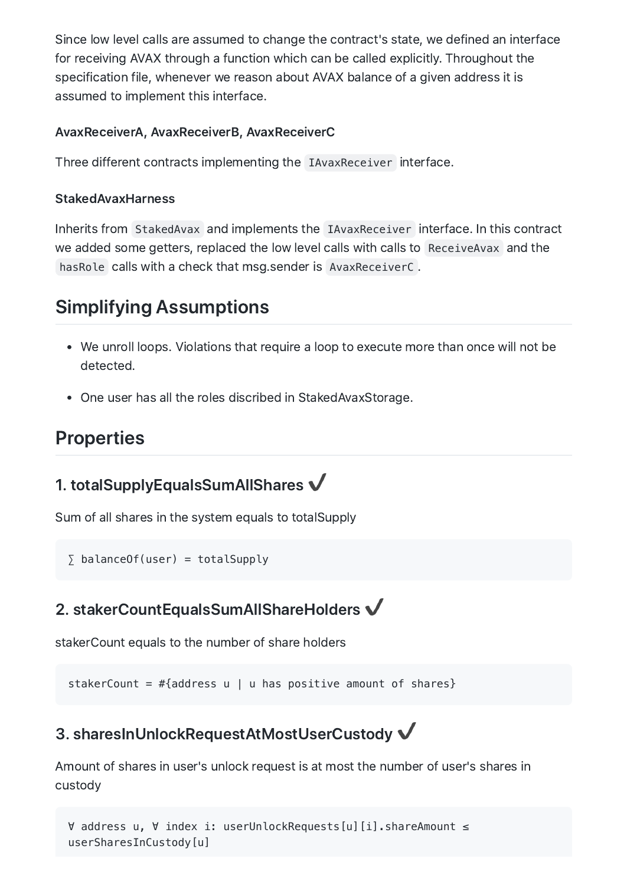Since low level calls are assumed to change the contract's state, we defined an interface for receiving AVAX through a function which can be called explicitly. Throughout the specification file, whenever we reason about AVAX balance of a given address it is assumed to implement this interface.

#### AvaxReceiverA, AvaxReceiverB, AvaxReceiverC

Three different contracts implementing the `IAvaxReceiver` interface.

#### StakedAvaxHarness

Inherits from `StakedAvax` and implements the `IAvaxReceiver` interface. In this contract we added some getters, replaced the low level calls with calls to `ReceiveAvax` and the `hasRole` calls with a check that msg.sender is `AvaxReceiverC`.

## Simplifying Assumptions

- We unroll loops. Violations that require a loop to execute more than once will not be detected.
- One user has all the roles discribed in StakedAvaxStorage.

## Properties

### 1. totalSupplyEqualsSumAllShares ✔

Sum of all shares in the system equals to totalSupply

```
∑ balanceOf(user) = totalSupply
```

### 2. stakerCountEqualsSumAllShareHolders ✔

stakerCount equals to the number of share holders

```
stakerCount = #{address u | u has positive amount of shares}
```

### 3. sharesInUnlockRequestAtMostUserCustody ✔

Amount of shares in user's unlock request is at most the number of user's shares in custody

```
∀ address u, ∀ index i: userUnlockRequests[u][i].shareAmount ≤
userSharesInCustody[u]
```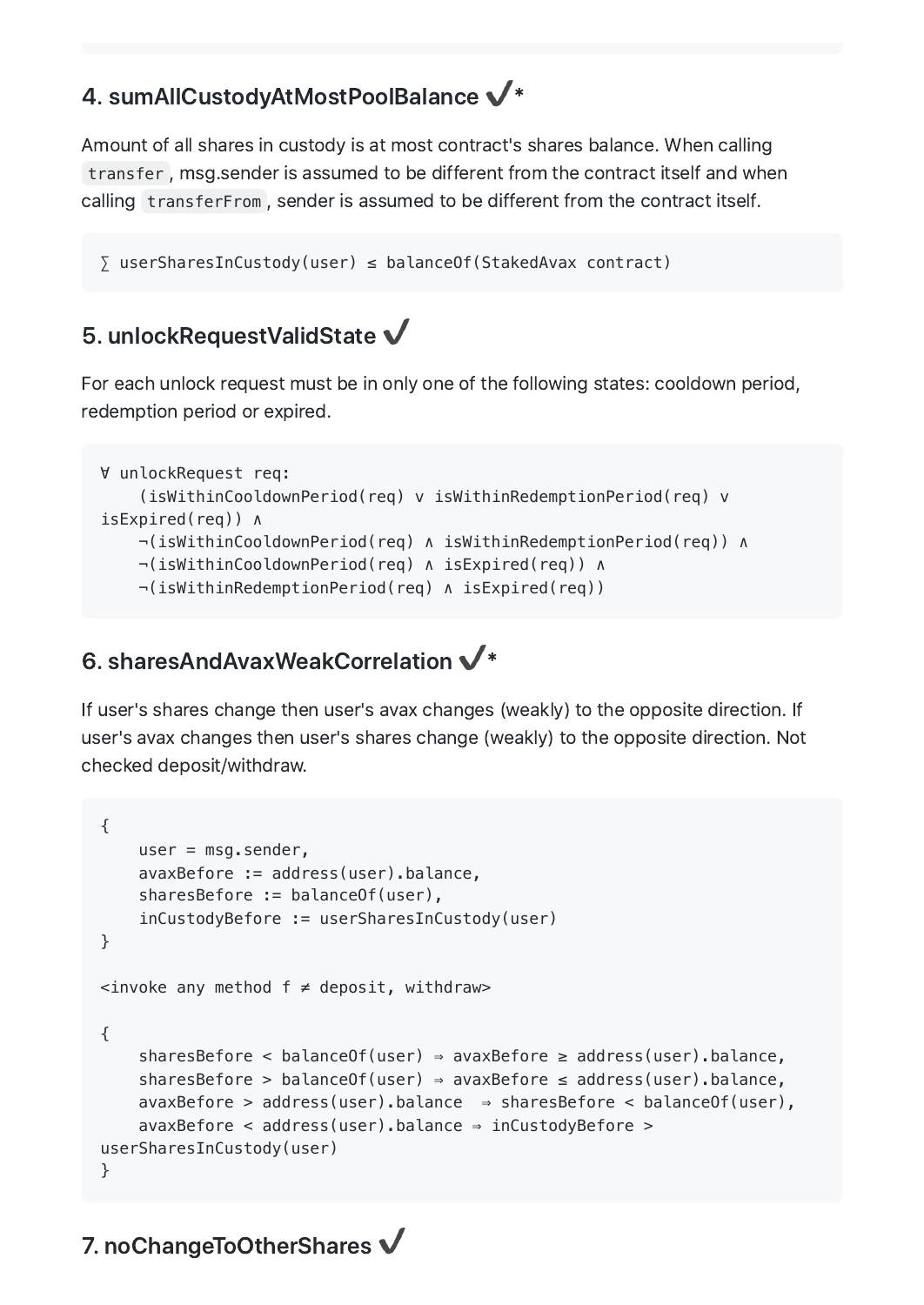## 4. sumAllCustodyAtMostPoolBalance ✓*

Amount of all shares in custody is at most contract's shares balance. When calling `transfer`, msg.sender is assumed to be different from the contract itself and when calling `transferFrom`, sender is assumed to be different from the contract itself.

```
∑ userSharesInCustody(user) ≤ balanceOf(StakedAvax contract)
```

## 5. unlockRequestValidState ✓

For each unlock request must be in only one of the following states: cooldown period, redemption period or expired.

```
∀ unlockRequest req:
    (isWithinCooldownPeriod(req) ∨ isWithinRedemptionPeriod(req) ∨ 
isExpired(req)) ∧
    ¬(isWithinCooldownPeriod(req) ∧ isWithinRedemptionPeriod(req)) ∧
    ¬(isWithinCooldownPeriod(req) ∧ isExpired(req)) ∧
    ¬(isWithinRedemptionPeriod(req) ∧ isExpired(req))
```

## 6. sharesAndAvaxWeakCorrelation ✓*

If user's shares change then user's avax changes (weakly) to the opposite direction. If user's avax changes then user's shares change (weakly) to the opposite direction. Not checked deposit/withdraw.

```
{
    user = msg.sender,
    avaxBefore := address(user).balance,
    sharesBefore := balanceOf(user),
    inCustodyBefore := userSharesInCustody(user)
}

<invoke any method f ≠ deposit, withdraw>

{
    sharesBefore < balanceOf(user) ⇒ avaxBefore ≥ address(user).balance,
    sharesBefore > balanceOf(user) ⇒ avaxBefore ≤ address(user).balance,
    avaxBefore > address(user).balance  ⇒ sharesBefore < balanceOf(user),
    avaxBefore < address(user).balance ⇒ inCustodyBefore > 
userSharesInCustody(user)
}
```

## 7. noChangeToOtherShares ✓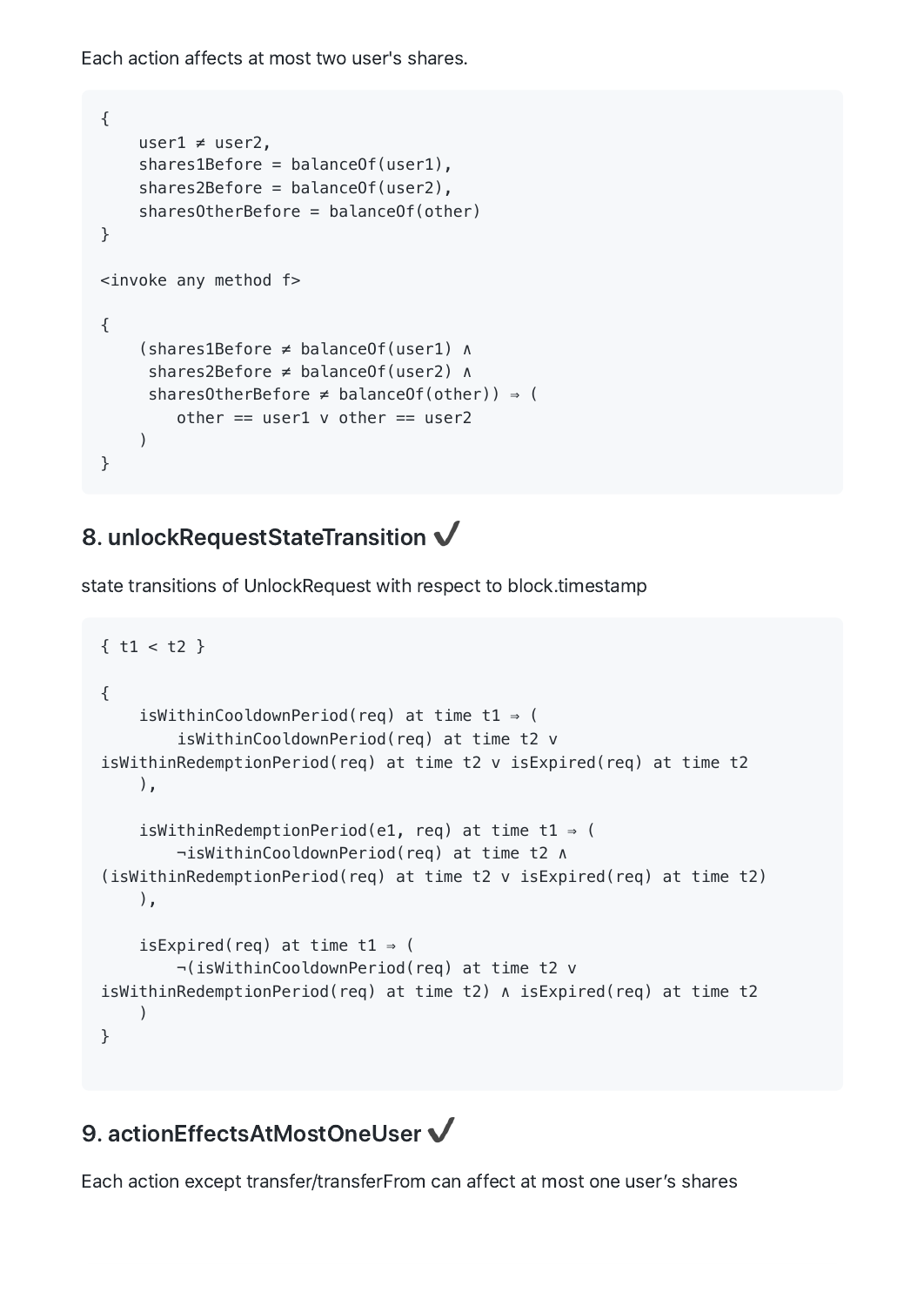Each action affects at most two user's shares.

```
{
    user1 ≠ user2,
    shares1Before = balanceOf(user1),
    shares2Before = balanceOf(user2),
    sharesOtherBefore = balanceOf(other)
}

<invoke any method f>

{
    (shares1Before ≠ balanceOf(user1) ∧
     shares2Before ≠ balanceOf(user2) ∧
     sharesOtherBefore ≠ balanceOf(other)) ⇒ (
        other == user1 ∨ other == user2
    )
}
```

## 8. unlockRequestStateTransition ✔

state transitions of UnlockRequest with respect to block.timestamp

```
{ t1 < t2 }

{
    isWithinCooldownPeriod(req) at time t1 ⇒ (
        isWithinCooldownPeriod(req) at time t2 ∨
isWithinRedemptionPeriod(req) at time t2 ∨ isExpired(req) at time t2
    ),

    isWithinRedemptionPeriod(e1, req) at time t1 ⇒ (
        ¬isWithinCooldownPeriod(req) at time t2 ∧
(isWithinRedemptionPeriod(req) at time t2 ∨ isExpired(req) at time t2)
    ),

    isExpired(req) at time t1 ⇒ (
        ¬(isWithinCooldownPeriod(req) at time t2 ∨
isWithinRedemptionPeriod(req) at time t2) ∧ isExpired(req) at time t2
    )
}
```

## 9. actionEffectsAtMostOneUser ✔

Each action except transfer/transferFrom can affect at most one user's shares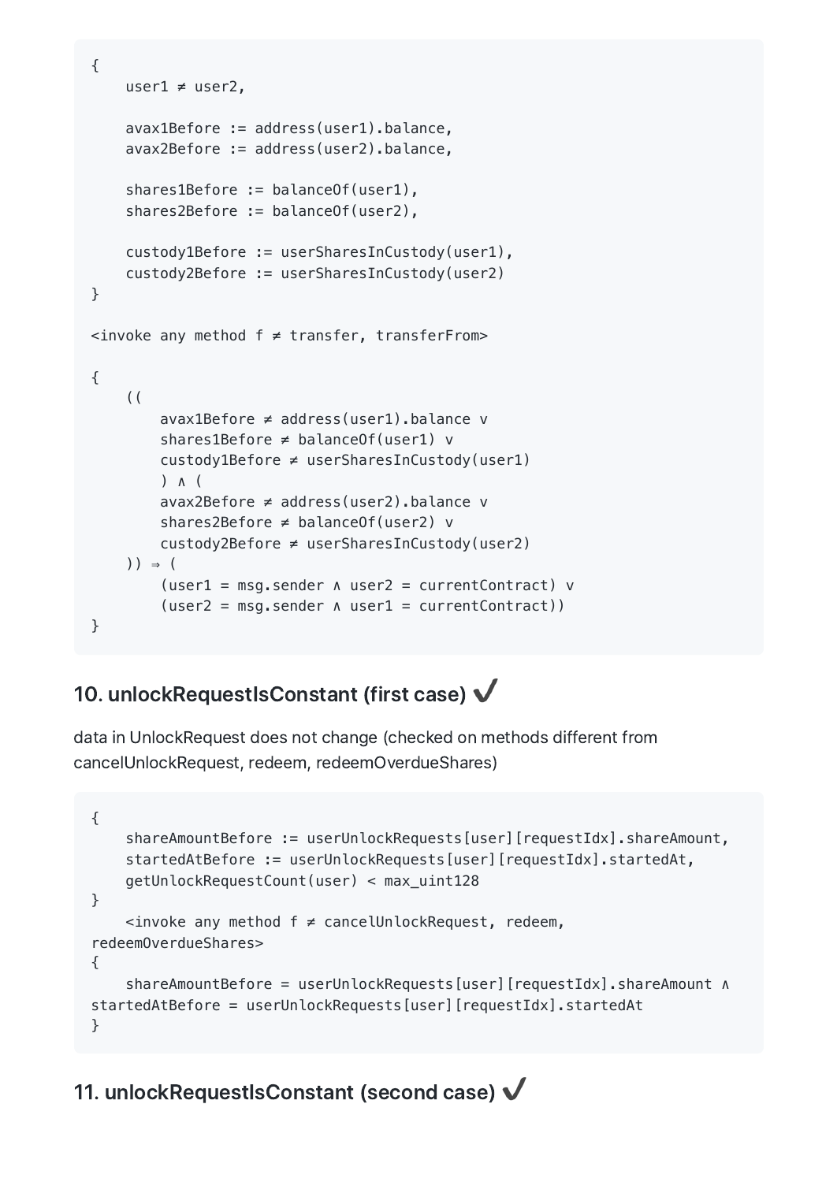```
{
    user1 ≠ user2,

    avax1Before := address(user1).balance,
    avax2Before := address(user2).balance,

    shares1Before := balanceOf(user1),
    shares2Before := balanceOf(user2),

    custody1Before := userSharesInCustody(user1),
    custody2Before := userSharesInCustody(user2)
}

<invoke any method f ≠ transfer, transferFrom>

{
    ((
        avax1Before ≠ address(user1).balance ∨
        shares1Before ≠ balanceOf(user1) ∨
        custody1Before ≠ userSharesInCustody(user1)
        ) ∧ (
        avax2Before ≠ address(user2).balance ∨
        shares2Before ≠ balanceOf(user2) ∨
        custody2Before ≠ userSharesInCustody(user2)
    )) ⇒ (
        (user1 = msg.sender ∧ user2 = currentContract) ∨
        (user2 = msg.sender ∧ user1 = currentContract))
}
```

## 10. unlockRequestIsConstant (first case) ✔

data in UnlockRequest does not change (checked on methods different from cancelUnlockRequest, redeem, redeemOverdueShares)

```
{
    shareAmountBefore := userUnlockRequests[user][requestIdx].shareAmount,
    startedAtBefore := userUnlockRequests[user][requestIdx].startedAt,
    getUnlockRequestCount(user) < max_uint128
}
    <invoke any method f ≠ cancelUnlockRequest, redeem,
redeemOverdueShares>
{
    shareAmountBefore = userUnlockRequests[user][requestIdx].shareAmount ∧
startedAtBefore = userUnlockRequests[user][requestIdx].startedAt
}
```

## 11. unlockRequestIsConstant (second case) ✔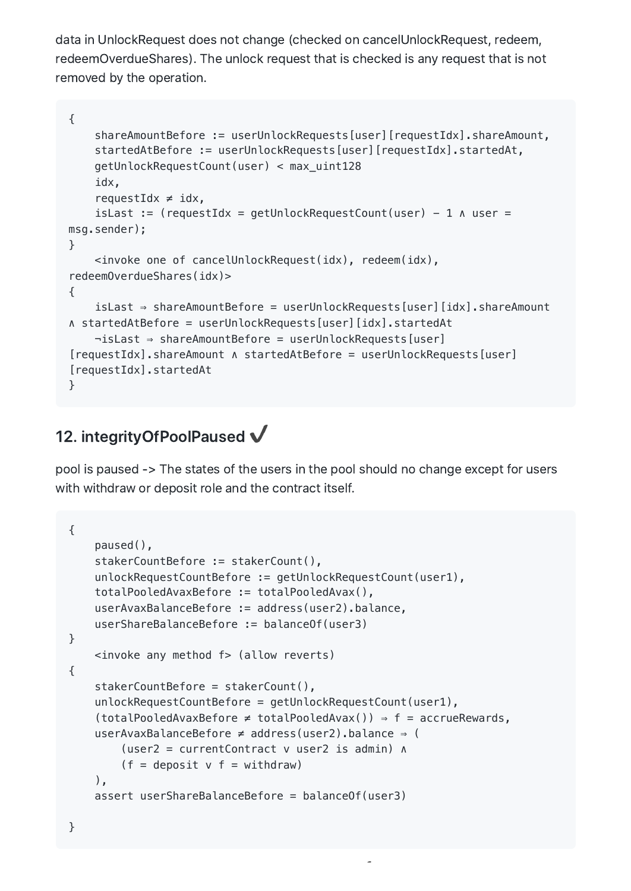data in UnlockRequest does not change (checked on cancelUnlockRequest, redeem, redeemOverdueShares). The unlock request that is checked is any request that is not removed by the operation.

```
{
    shareAmountBefore := userUnlockRequests[user][requestIdx].shareAmount,
    startedAtBefore := userUnlockRequests[user][requestIdx].startedAt,
    getUnlockRequestCount(user) < max_uint128
    idx,
    requestIdx ≠ idx,
    isLast := (requestIdx = getUnlockRequestCount(user) - 1 ∧ user =
msg.sender);
}
    <invoke one of cancelUnlockRequest(idx), redeem(idx),
redeemOverdueShares(idx)>
{
    isLast ⇒ shareAmountBefore = userUnlockRequests[user][idx].shareAmount
∧ startedAtBefore = userUnlockRequests[user][idx].startedAt
    ¬isLast ⇒ shareAmountBefore = userUnlockRequests[user]
[requestIdx].shareAmount ∧ startedAtBefore = userUnlockRequests[user]
[requestIdx].startedAt
}
```

## 12. integrityOfPoolPaused ✓

pool is paused -> The states of the users in the pool should no change except for users with withdraw or deposit role and the contract itself.

```
{
    paused(),
    stakerCountBefore := stakerCount(),
    unlockRequestCountBefore := getUnlockRequestCount(user1),
    totalPooledAvaxBefore := totalPooledAvax(),
    userAvaxBalanceBefore := address(user2).balance,
    userShareBalanceBefore := balanceOf(user3)
}
    <invoke any method f> (allow reverts)
{
    stakerCountBefore = stakerCount(),
    unlockRequestCountBefore = getUnlockRequestCount(user1),
    (totalPooledAvaxBefore ≠ totalPooledAvax()) ⇒ f = accrueRewards,
    userAvaxBalanceBefore ≠ address(user2).balance ⇒ (
        (user2 = currentContract ∨ user2 is admin) ∧
        (f = deposit ∨ f = withdraw)
    ),
    assert userShareBalanceBefore = balanceOf(user3)

}
```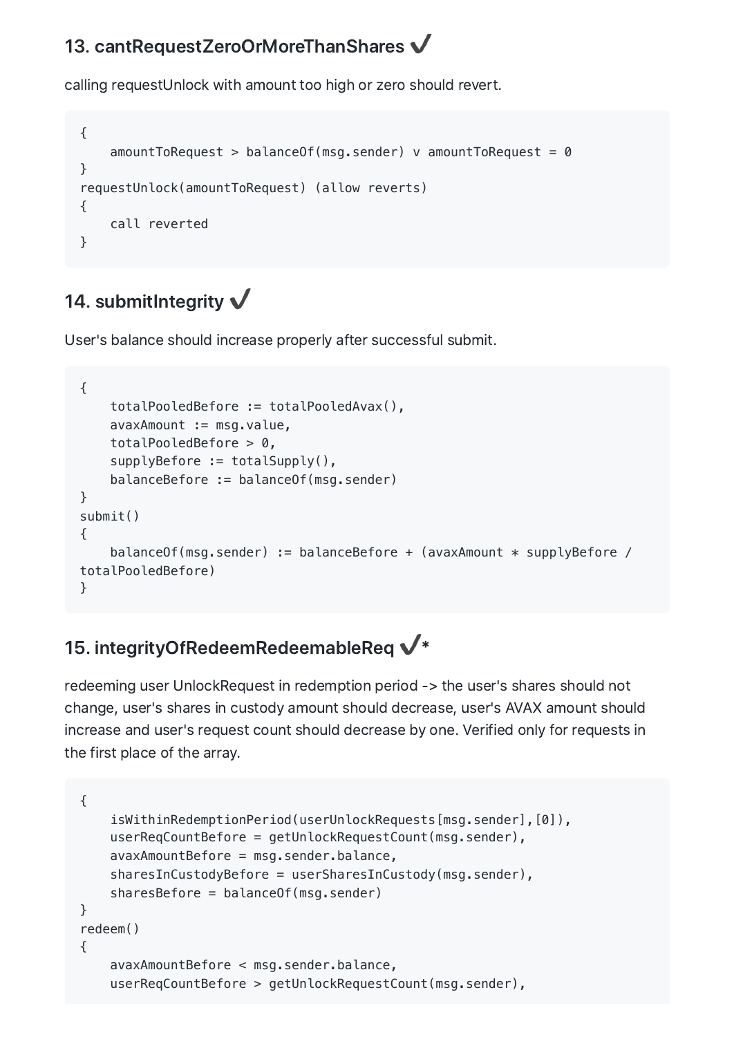### 13. cantRequestZeroOrMoreThanShares ✔

calling requestUnlock with amount too high or zero should revert.

```
{
    amountToRequest > balanceOf(msg.sender) v amountToRequest = 0
}
requestUnlock(amountToRequest) (allow reverts)
{
    call reverted
}
```

### 14. submitIntegrity ✔

User's balance should increase properly after successful submit.

```
{
    totalPooledBefore := totalPooledAvax(),
    avaxAmount := msg.value,
    totalPooledBefore > 0,
    supplyBefore := totalSupply(),
    balanceBefore := balanceOf(msg.sender)
}
submit()
{
    balanceOf(msg.sender) := balanceBefore + (avaxAmount * supplyBefore /
totalPooledBefore)
}
```

### 15. integrityOfRedeemRedeemableReq ✔*

redeeming user UnlockRequest in redemption period -> the user's shares should not change, user's shares in custody amount should decrease, user's AVAX amount should increase and user's request count should decrease by one. Verified only for requests in the first place of the array.

```
{
    isWithinRedemptionPeriod(userUnlockRequests[msg.sender],[0]),
    userReqCountBefore = getUnlockRequestCount(msg.sender),
    avaxAmountBefore = msg.sender.balance,
    sharesInCustodyBefore = userSharesInCustody(msg.sender),
    sharesBefore = balanceOf(msg.sender)
}
redeem()
{
    avaxAmountBefore < msg.sender.balance,
    userReqCountBefore > getUnlockRequestCount(msg.sender),
```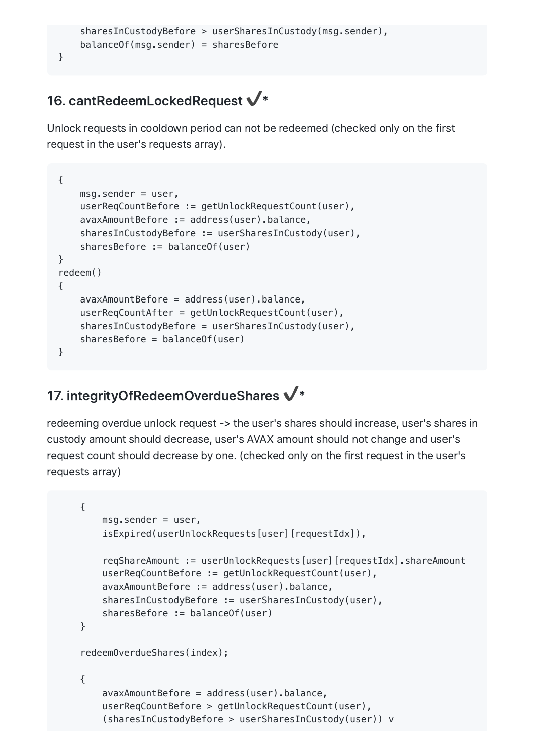```
    sharesInCustodyBefore > userSharesInCustody(msg.sender),
    balanceOf(msg.sender) = sharesBefore
}
```

## 16. cantRedeemLockedRequest ✔*

Unlock requests in cooldown period can not be redeemed (checked only on the first request in the user's requests array).

```
{
    msg.sender = user,
    userReqCountBefore := getUnlockRequestCount(user),
    avaxAmountBefore := address(user).balance,
    sharesInCustodyBefore := userSharesInCustody(user),
    sharesBefore := balanceOf(user)
}
redeem()
{
    avaxAmountBefore = address(user).balance,
    userReqCountAfter = getUnlockRequestCount(user),
    sharesInCustodyBefore = userSharesInCustody(user),
    sharesBefore = balanceOf(user)
}
```

## 17. integrityOfRedeemOverdueShares ✔*

redeeming overdue unlock request -> the user's shares should increase, user's shares in custody amount should decrease, user's AVAX amount should not change and user's request count should decrease by one. (checked only on the first request in the user's requests array)

```
    {
        msg.sender = user,
        isExpired(userUnlockRequests[user][requestIdx]),

        reqShareAmount := userUnlockRequests[user][requestIdx].shareAmount
        userReqCountBefore := getUnlockRequestCount(user),
        avaxAmountBefore := address(user).balance,
        sharesInCustodyBefore := userSharesInCustody(user),
        sharesBefore := balanceOf(user)
    }

    redeemOverdueShares(index);

    {
        avaxAmountBefore = address(user).balance,
        userReqCountBefore > getUnlockRequestCount(user),
        (sharesInCustodyBefore > userSharesInCustody(user)) v
```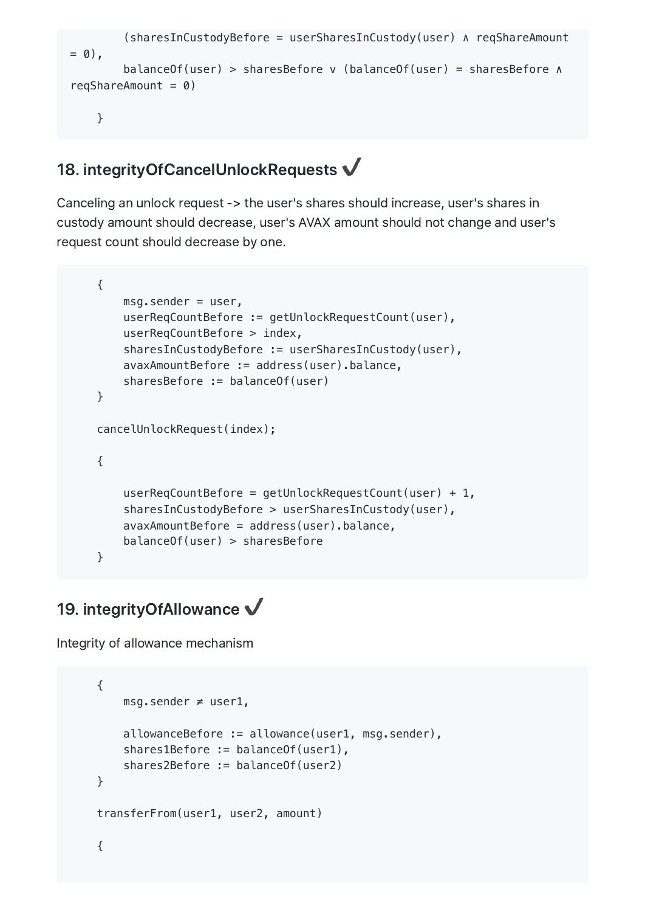```
        (sharesInCustodyBefore = userSharesInCustody(user) ∧ reqShareAmount
= 0),
        balanceOf(user) > sharesBefore ∨ (balanceOf(user) = sharesBefore ∧
reqShareAmount = 0)

    }
```

## 18. integrityOfCancelUnlockRequests ✔

Canceling an unlock request -> the user's shares should increase, user's shares in custody amount should decrease, user's AVAX amount should not change and user's request count should decrease by one.

```
    {
        msg.sender = user,
        userReqCountBefore := getUnlockRequestCount(user),
        userReqCountBefore > index,
        sharesInCustodyBefore := userSharesInCustody(user),
        avaxAmountBefore := address(user).balance,
        sharesBefore := balanceOf(user)
    }

    cancelUnlockRequest(index);

    {

        userReqCountBefore = getUnlockRequestCount(user) + 1,
        sharesInCustodyBefore > userSharesInCustody(user),
        avaxAmountBefore = address(user).balance,
        balanceOf(user) > sharesBefore
    }
```

## 19. integrityOfAllowance ✔

Integrity of allowance mechanism

```
    {
        msg.sender ≠ user1,

        allowanceBefore := allowance(user1, msg.sender),
        shares1Before := balanceOf(user1),
        shares2Before := balanceOf(user2)
    }

    transferFrom(user1, user2, amount)

    {
```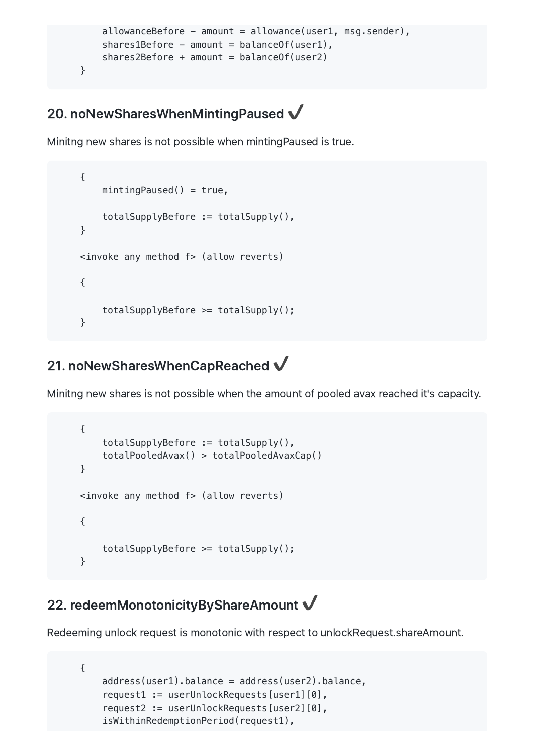```
        allowanceBefore - amount = allowance(user1, msg.sender),
        shares1Before - amount = balanceOf(user1),
        shares2Before + amount = balanceOf(user2)
    }
```

## 20. noNewSharesWhenMintingPaused ✔

Minitng new shares is not possible when mintingPaused is true.

```
    {
        mintingPaused() = true,

        totalSupplyBefore := totalSupply(),
    }

    <invoke any method f> (allow reverts)

    {

        totalSupplyBefore >= totalSupply();
    }
```

## 21. noNewSharesWhenCapReached ✔

Minitng new shares is not possible when the amount of pooled avax reached it's capacity.

```
    {
        totalSupplyBefore := totalSupply(),
        totalPooledAvax() > totalPooledAvaxCap()
    }

    <invoke any method f> (allow reverts)

    {

        totalSupplyBefore >= totalSupply();
    }
```

## 22. redeemMonotonicityByShareAmount ✔

Redeeming unlock request is monotonic with respect to unlockRequest.shareAmount.

```
    {
        address(user1).balance = address(user2).balance,
        request1 := userUnlockRequests[user1][0],
        request2 := userUnlockRequests[user2][0],
        isWithinRedemptionPeriod(request1),
```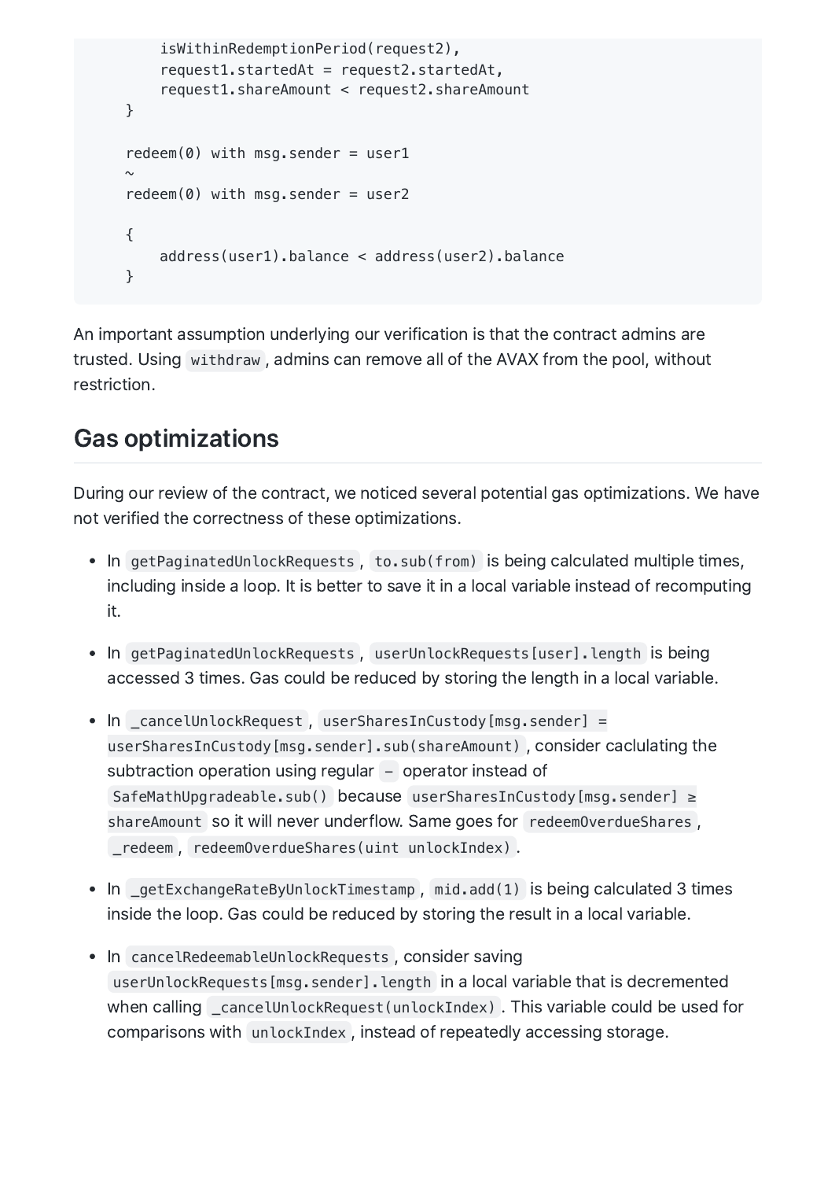```
        isWithinRedemptionPeriod(request2),
        request1.startedAt = request2.startedAt,
        request1.shareAmount < request2.shareAmount
    }

    redeem(0) with msg.sender = user1
    ~
    redeem(0) with msg.sender = user2

    {
        address(user1).balance < address(user2).balance
    }
```

An important assumption underlying our verification is that the contract admins are trusted. Using `withdraw`, admins can remove all of the AVAX from the pool, without restriction.

## Gas optimizations

During our review of the contract, we noticed several potential gas optimizations. We have not verified the correctness of these optimizations.

- In `getPaginatedUnlockRequests`, `to.sub(from)` is being calculated multiple times, including inside a loop. It is better to save it in a local variable instead of recomputing it.
- In `getPaginatedUnlockRequests`, `userUnlockRequests[user].length` is being accessed 3 times. Gas could be reduced by storing the length in a local variable.
- In `_cancelUnlockRequest`, `userSharesInCustody[msg.sender] = userSharesInCustody[msg.sender].sub(shareAmount)`, consider caclulating the subtraction operation using regular `-` operator instead of `SafeMathUpgradeable.sub()` because `userSharesInCustody[msg.sender] ≥ shareAmount` so it will never underflow. Same goes for `redeemOverdueShares`, `_redeem`, `redeemOverdueShares(uint unlockIndex)`.
- In `_getExchangeRateByUnlockTimestamp`, `mid.add(1)` is being calculated 3 times inside the loop. Gas could be reduced by storing the result in a local variable.
- In `cancelRedeemableUnlockRequests`, consider saving `userUnlockRequests[msg.sender].length` in a local variable that is decremented when calling `_cancelUnlockRequest(unlockIndex)`. This variable could be used for comparisons with `unlockIndex`, instead of repeatedly accessing storage.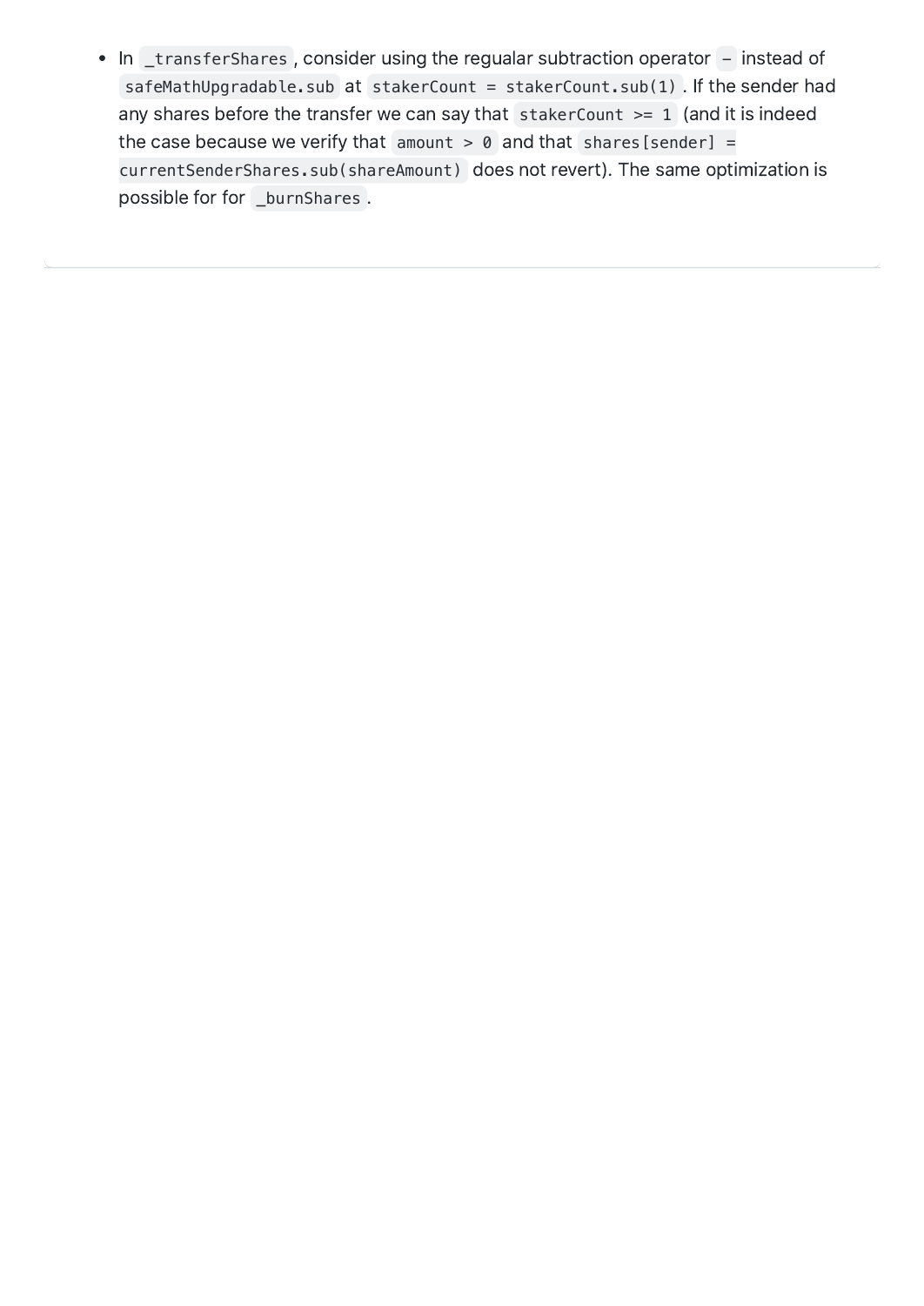- In `_transferShares`, consider using the regualar subtraction operator `-` instead of `safeMathUpgradable.sub` at `stakerCount = stakerCount.sub(1)`. If the sender had any shares before the transfer we can say that `stakerCount >= 1` (and it is indeed the case because we verify that `amount > 0` and that `shares[sender] = currentSenderShares.sub(shareAmount)` does not revert). The same optimization is possible for for `_burnShares`.